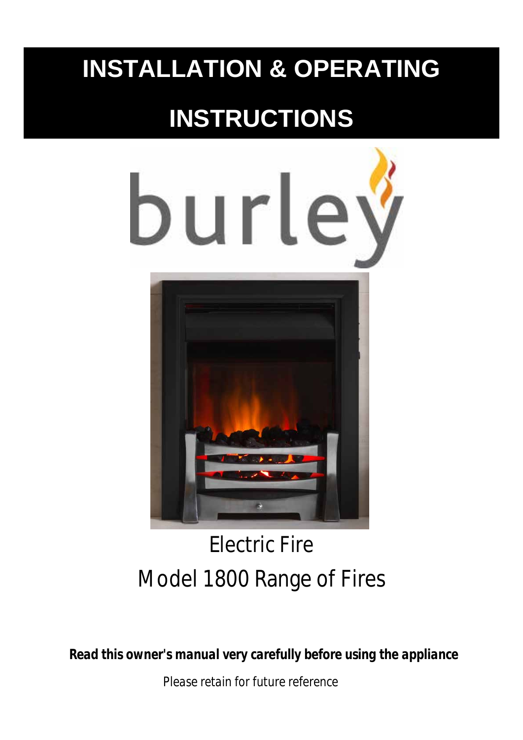# INSTALLATION & OPERATING INSTRUCTIONS

burley

Electric Fire

Model 1800 Range of Fires

***Read this owner's manual very carefully before using the appliance***

Please retain for future reference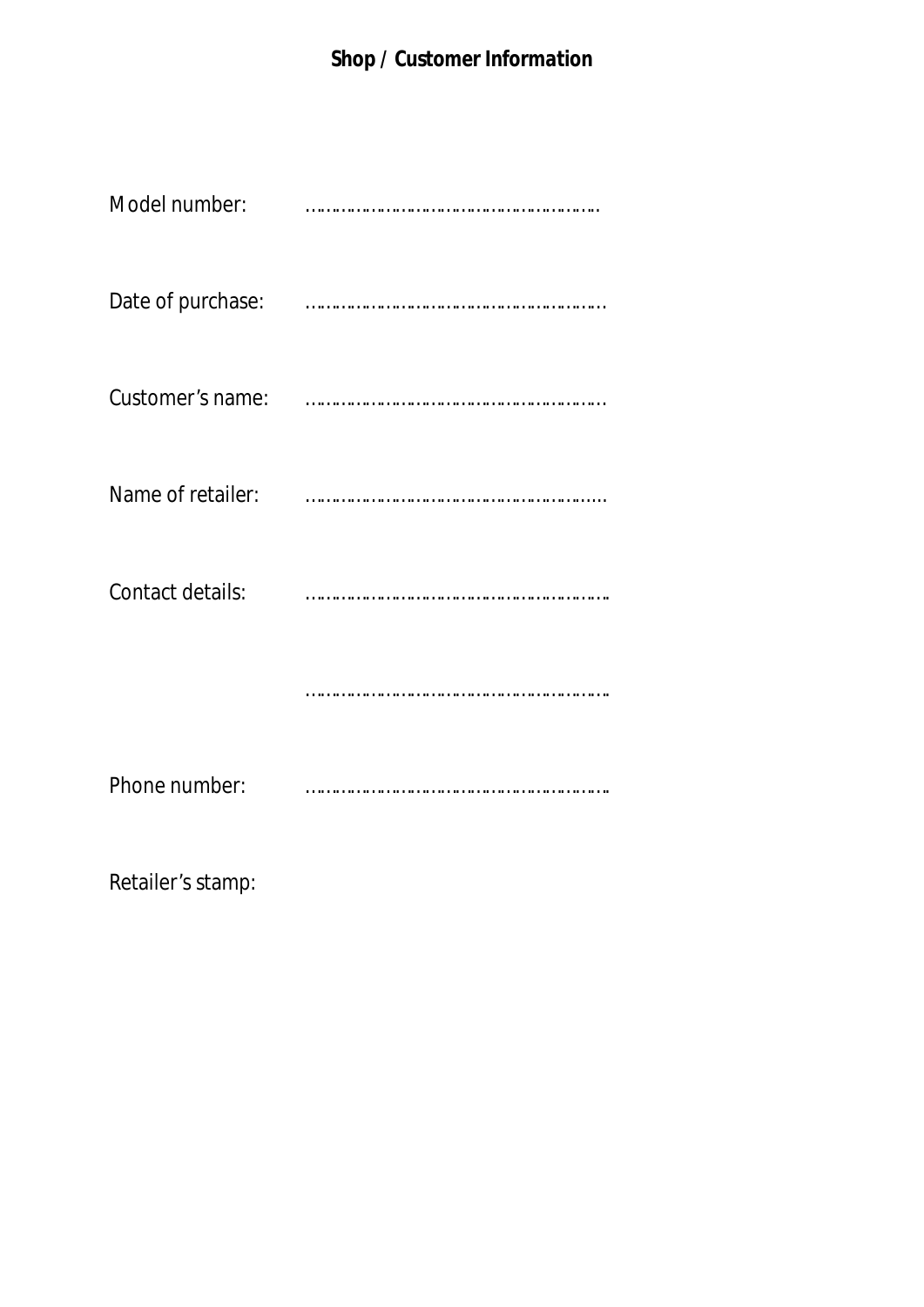## Shop / Customer Information

Model number: ………………………………………………

Date of purchase: ………………………………………………

Customer's name: ………………………………………………

Name of retailer: ………………………………………………

Contact details: ………………………………………………

………………………………………………

Phone number: ………………………………………………

Retailer's stamp: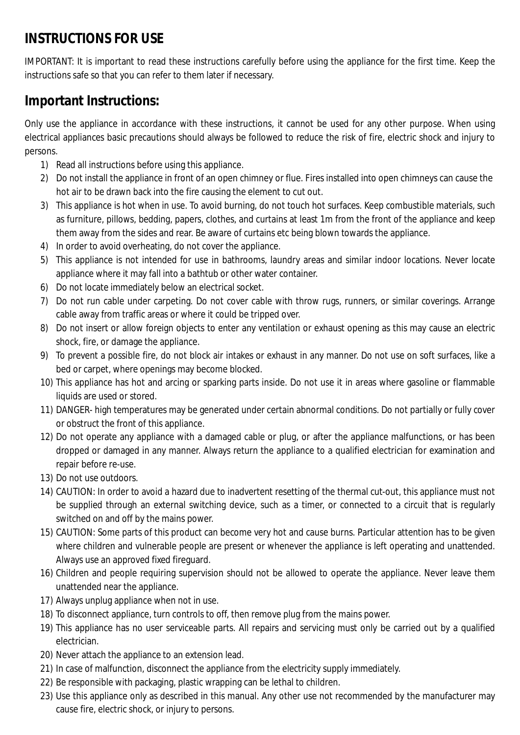# INSTRUCTIONS FOR USE

IMPORTANT: It is important to read these instructions carefully before using the appliance for the first time. Keep the instructions safe so that you can refer to them later if necessary.

## Important Instructions:

Only use the appliance in accordance with these instructions, it cannot be used for any other purpose. When using electrical appliances basic precautions should always be followed to reduce the risk of fire, electric shock and injury to persons.

1) Read all instructions before using this appliance.
2) Do not install the appliance in front of an open chimney or flue. Fires installed into open chimneys can cause the hot air to be drawn back into the fire causing the element to cut out.
3) This appliance is hot when in use. To avoid burning, do not touch hot surfaces. Keep combustible materials, such as furniture, pillows, bedding, papers, clothes, and curtains at least 1m from the front of the appliance and keep them away from the sides and rear. Be aware of curtains etc being blown towards the appliance.
4) In order to avoid overheating, do not cover the appliance.
5) This appliance is not intended for use in bathrooms, laundry areas and similar indoor locations. Never locate appliance where it may fall into a bathtub or other water container.
6) Do not locate immediately below an electrical socket.
7) Do not run cable under carpeting. Do not cover cable with throw rugs, runners, or similar coverings. Arrange cable away from traffic areas or where it could be tripped over.
8) Do not insert or allow foreign objects to enter any ventilation or exhaust opening as this may cause an electric shock, fire, or damage the appliance.
9) To prevent a possible fire, do not block air intakes or exhaust in any manner. Do not use on soft surfaces, like a bed or carpet, where openings may become blocked.
10) This appliance has hot and arcing or sparking parts inside. Do not use it in areas where gasoline or flammable liquids are used or stored.
11) DANGER- high temperatures may be generated under certain abnormal conditions. Do not partially or fully cover or obstruct the front of this appliance.
12) Do not operate any appliance with a damaged cable or plug, or after the appliance malfunctions, or has been dropped or damaged in any manner. Always return the appliance to a qualified electrician for examination and repair before re-use.
13) Do not use outdoors.
14) CAUTION: In order to avoid a hazard due to inadvertent resetting of the thermal cut-out, this appliance must not be supplied through an external switching device, such as a timer, or connected to a circuit that is regularly switched on and off by the mains power.
15) CAUTION: Some parts of this product can become very hot and cause burns. Particular attention has to be given where children and vulnerable people are present or whenever the appliance is left operating and unattended. Always use an approved fixed fireguard.
16) Children and people requiring supervision should not be allowed to operate the appliance. Never leave them unattended near the appliance.
17) Always unplug appliance when not in use.
18) To disconnect appliance, turn controls to off, then remove plug from the mains power.
19) This appliance has no user serviceable parts. All repairs and servicing must only be carried out by a qualified electrician.
20) Never attach the appliance to an extension lead.
21) In case of malfunction, disconnect the appliance from the electricity supply immediately.
22) Be responsible with packaging, plastic wrapping can be lethal to children.
23) Use this appliance only as described in this manual. Any other use not recommended by the manufacturer may cause fire, electric shock, or injury to persons.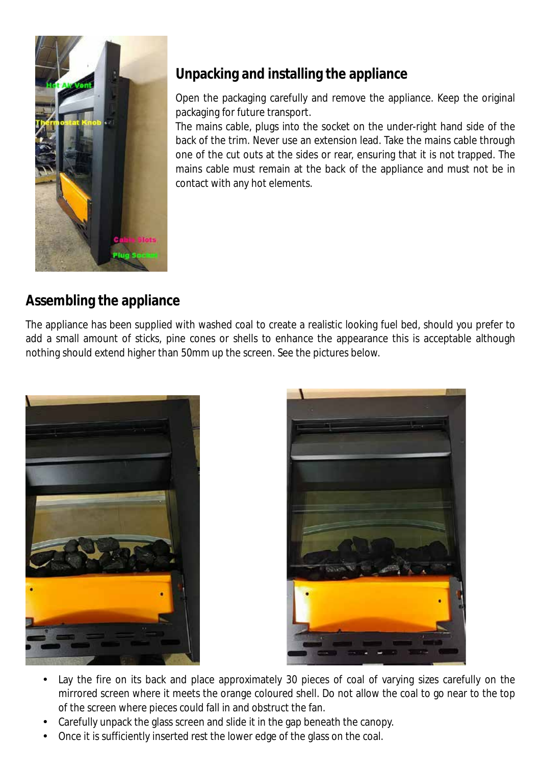## Unpacking and installing the appliance

Open the packaging carefully and remove the appliance. Keep the original packaging for future transport.

The mains cable, plugs into the socket on the under-right hand side of the back of the trim. Never use an extension lead. Take the mains cable through one of the cut outs at the sides or rear, ensuring that it is not trapped. The mains cable must remain at the back of the appliance and must not be in contact with any hot elements.

## Assembling the appliance

The appliance has been supplied with washed coal to create a realistic looking fuel bed, should you prefer to add a small amount of sticks, pine cones or shells to enhance the appearance this is acceptable although nothing should extend higher than 50mm up the screen. See the pictures below.

- Lay the fire on its back and place approximately 30 pieces of coal of varying sizes carefully on the mirrored screen where it meets the orange coloured shell. Do not allow the coal to go near to the top of the screen where pieces could fall in and obstruct the fan.
- Carefully unpack the glass screen and slide it in the gap beneath the canopy.
- Once it is sufficiently inserted rest the lower edge of the glass on the coal.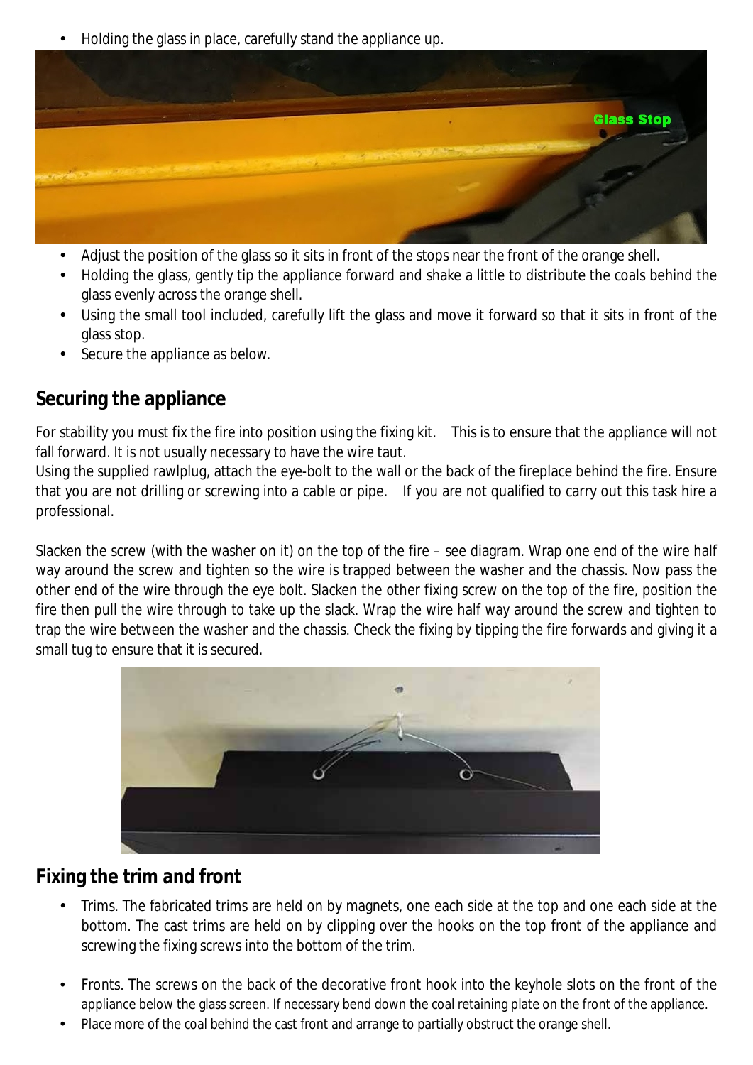- Holding the glass in place, carefully stand the appliance up.

- Adjust the position of the glass so it sits in front of the stops near the front of the orange shell.
- Holding the glass, gently tip the appliance forward and shake a little to distribute the coals behind the glass evenly across the orange shell.
- Using the small tool included, carefully lift the glass and move it forward so that it sits in front of the glass stop.
- Secure the appliance as below.

## Securing the appliance

For stability you must fix the fire into position using the fixing kit. This is to ensure that the appliance will not fall forward. It is not usually necessary to have the wire taut.

Using the supplied rawlplug, attach the eye-bolt to the wall or the back of the fireplace behind the fire. Ensure that you are not drilling or screwing into a cable or pipe. If you are not qualified to carry out this task hire a professional.

Slacken the screw (with the washer on it) on the top of the fire – see diagram. Wrap one end of the wire half way around the screw and tighten so the wire is trapped between the washer and the chassis. Now pass the other end of the wire through the eye bolt. Slacken the other fixing screw on the top of the fire, position the fire then pull the wire through to take up the slack. Wrap the wire half way around the screw and tighten to trap the wire between the washer and the chassis. Check the fixing by tipping the fire forwards and giving it a small tug to ensure that it is secured.

## Fixing the trim and front

- Trims. The fabricated trims are held on by magnets, one each side at the top and one each side at the bottom. The cast trims are held on by clipping over the hooks on the top front of the appliance and screwing the fixing screws into the bottom of the trim.
- Fronts. The screws on the back of the decorative front hook into the keyhole slots on the front of the appliance below the glass screen. If necessary bend down the coal retaining plate on the front of the appliance.
- Place more of the coal behind the cast front and arrange to partially obstruct the orange shell.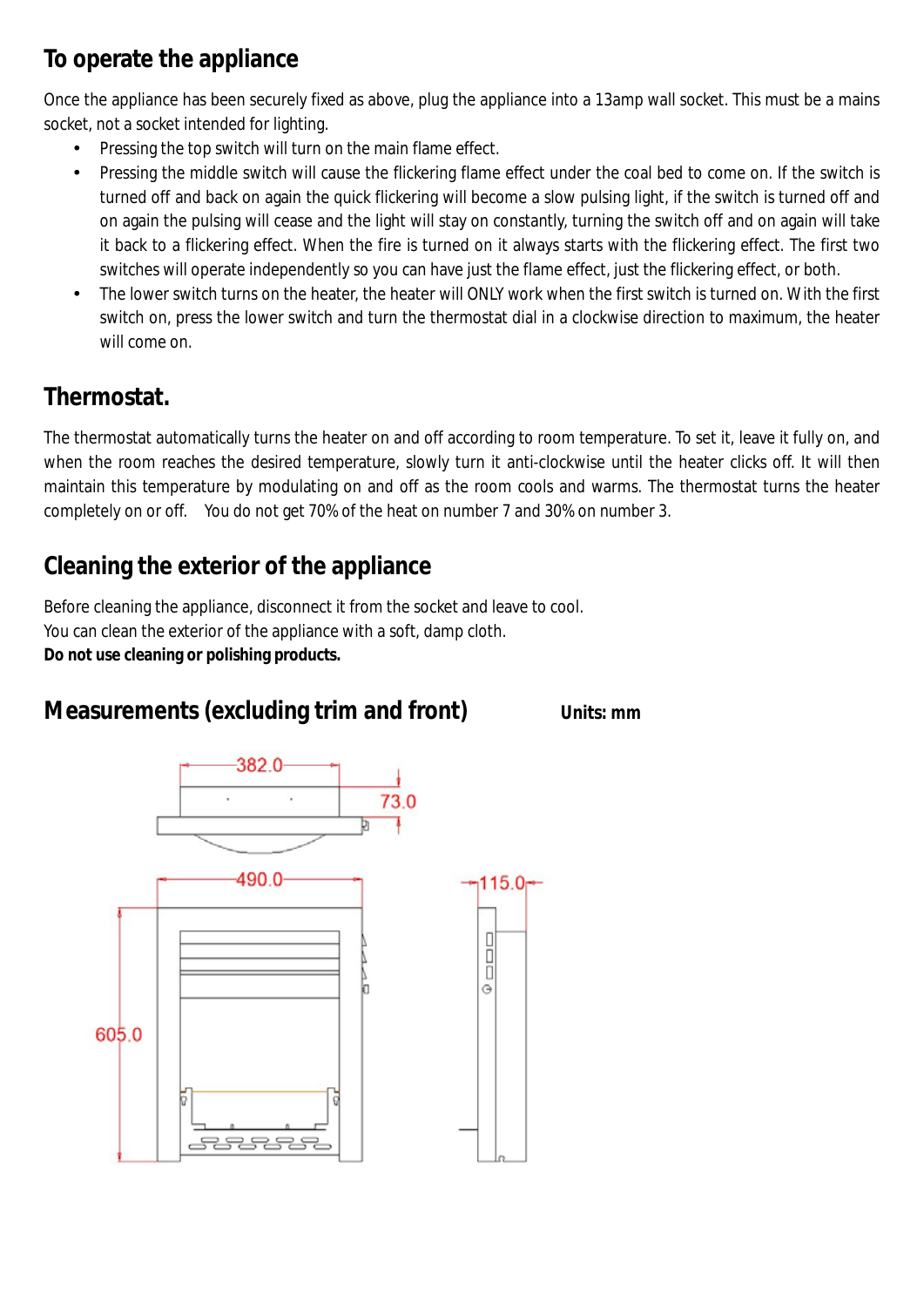## To operate the appliance

Once the appliance has been securely fixed as above, plug the appliance into a 13amp wall socket. This must be a mains socket, not a socket intended for lighting.

- Pressing the top switch will turn on the main flame effect.
- Pressing the middle switch will cause the flickering flame effect under the coal bed to come on. If the switch is turned off and back on again the quick flickering will become a slow pulsing light, if the switch is turned off and on again the pulsing will cease and the light will stay on constantly, turning the switch off and on again will take it back to a flickering effect. When the fire is turned on it always starts with the flickering effect. The first two switches will operate independently so you can have just the flame effect, just the flickering effect, or both.
- The lower switch turns on the heater, the heater will ONLY work when the first switch is turned on. With the first switch on, press the lower switch and turn the thermostat dial in a clockwise direction to maximum, the heater will come on.

## Thermostat.

The thermostat automatically turns the heater on and off according to room temperature. To set it, leave it fully on, and when the room reaches the desired temperature, slowly turn it anti-clockwise until the heater clicks off. It will then maintain this temperature by modulating on and off as the room cools and warms. The thermostat turns the heater completely on or off. You do not get 70% of the heat on number 7 and 30% on number 3.

## Cleaning the exterior of the appliance

Before cleaning the appliance, disconnect it from the socket and leave to cool.
You can clean the exterior of the appliance with a soft, damp cloth.
**Do not use cleaning or polishing products.**

## Measurements (excluding trim and front) **Units: mm**

382.0

73.0

490.0

115.0

605.0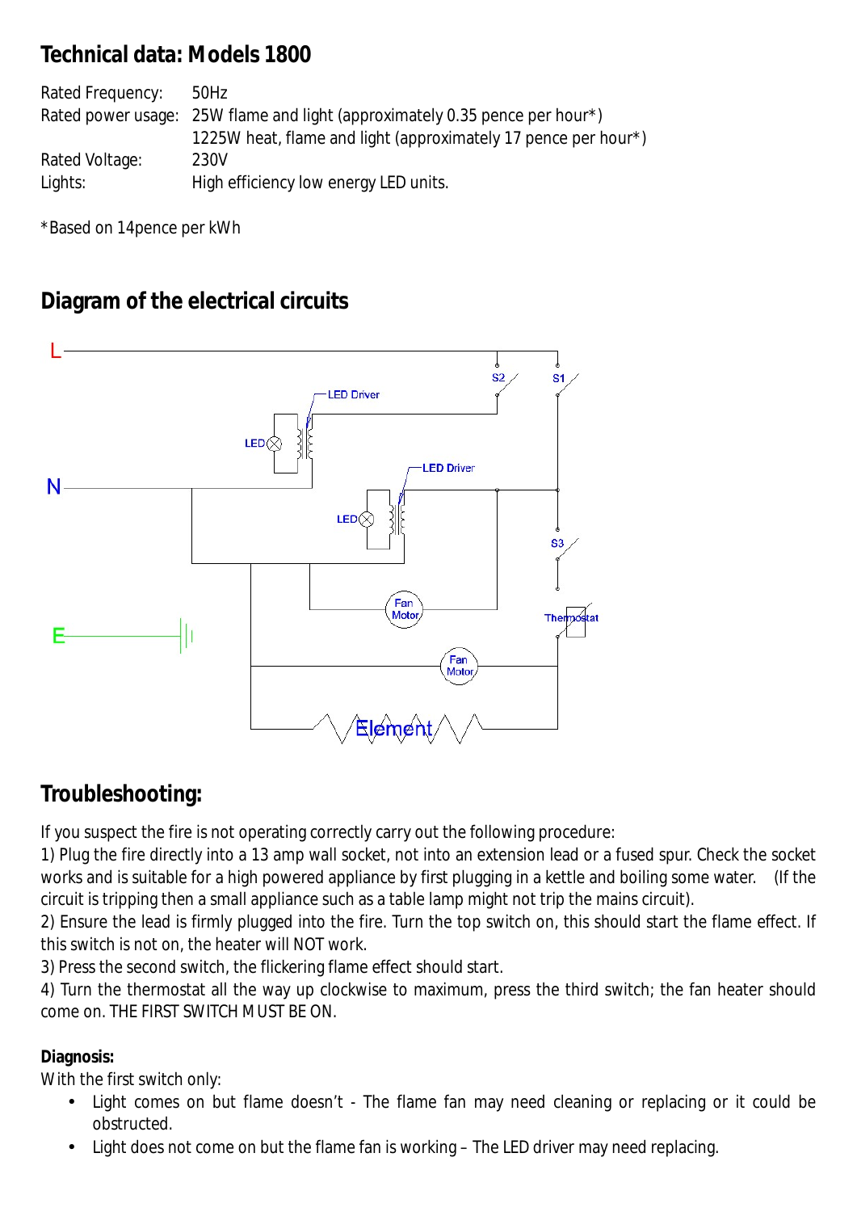## Technical data: Models 1800

Rated Frequency: 50Hz
Rated power usage: 25W flame and light (approximately 0.35 pence per hour*)
1225W heat, flame and light (approximately 17 pence per hour*)
Rated Voltage: 230V
Lights: High efficiency low energy LED units.

*Based on 14pence per kWh

## Diagram of the electrical circuits

## Troubleshooting:

If you suspect the fire is not operating correctly carry out the following procedure:

1) Plug the fire directly into a 13 amp wall socket, not into an extension lead or a fused spur. Check the socket works and is suitable for a high powered appliance by first plugging in a kettle and boiling some water. (If the circuit is tripping then a small appliance such as a table lamp might not trip the mains circuit).

2) Ensure the lead is firmly plugged into the fire. Turn the top switch on, this should start the flame effect. If this switch is not on, the heater will NOT work.

3) Press the second switch, the flickering flame effect should start.

4) Turn the thermostat all the way up clockwise to maximum, press the third switch; the fan heater should come on. THE FIRST SWITCH MUST BE ON.

**Diagnosis:**

With the first switch only:

- Light comes on but flame doesn't - The flame fan may need cleaning or replacing or it could be obstructed.
- Light does not come on but the flame fan is working – The LED driver may need replacing.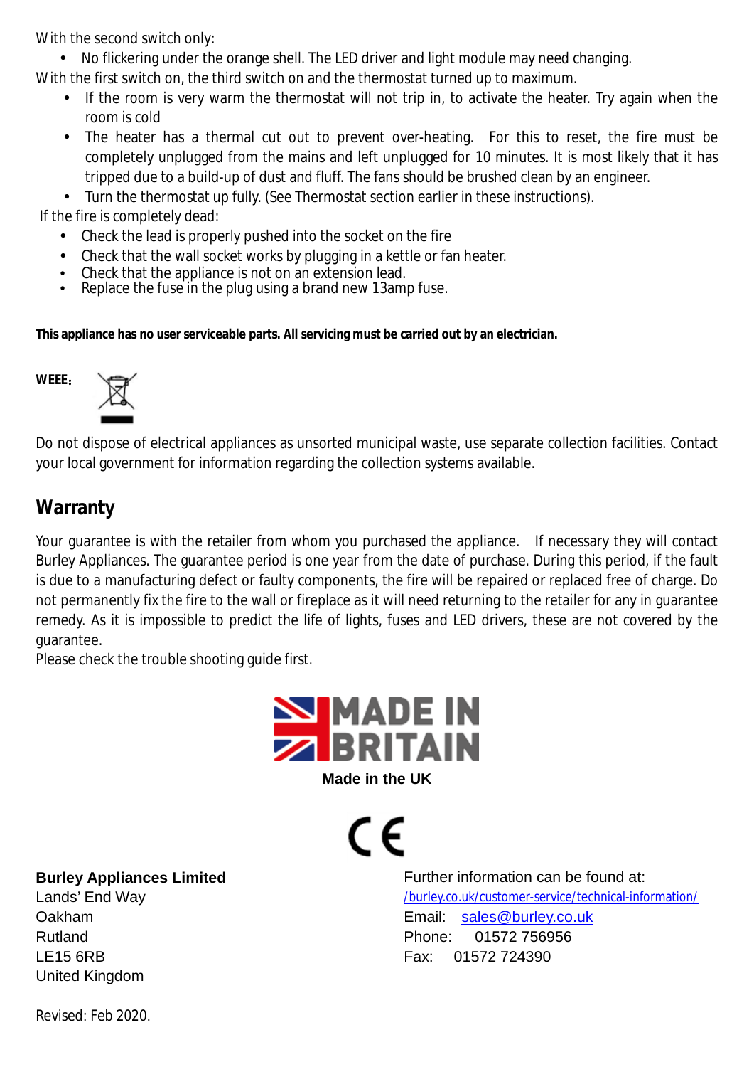With the second switch only:

- No flickering under the orange shell. The LED driver and light module may need changing.

With the first switch on, the third switch on and the thermostat turned up to maximum.

- If the room is very warm the thermostat will not trip in, to activate the heater. Try again when the room is cold
- The heater has a thermal cut out to prevent over-heating. For this to reset, the fire must be completely unplugged from the mains and left unplugged for 10 minutes. It is most likely that it has tripped due to a build-up of dust and fluff. The fans should be brushed clean by an engineer.
- Turn the thermostat up fully. (See Thermostat section earlier in these instructions).

If the fire is completely dead:

- Check the lead is properly pushed into the socket on the fire
- Check that the wall socket works by plugging in a kettle or fan heater.
- Check that the appliance is not on an extension lead.
- Replace the fuse in the plug using a brand new 13amp fuse.

**This appliance has no user serviceable parts. All servicing must be carried out by an electrician.**

**WEEE:**

Do not dispose of electrical appliances as unsorted municipal waste, use separate collection facilities. Contact your local government for information regarding the collection systems available.

## Warranty

Your guarantee is with the retailer from whom you purchased the appliance. If necessary they will contact Burley Appliances. The guarantee period is one year from the date of purchase. During this period, if the fault is due to a manufacturing defect or faulty components, the fire will be repaired or replaced free of charge. Do not permanently fix the fire to the wall or fireplace as it will need returning to the retailer for any in guarantee remedy. As it is impossible to predict the life of lights, fuses and LED drivers, these are not covered by the guarantee.

Please check the trouble shooting guide first.

MADE IN BRITAIN

**Made in the UK**

CE

**Burley Appliances Limited**
Lands' End Way
Oakham
Rutland
LE15 6RB
United Kingdom

Further information can be found at:
/burley.co.uk/customer-service/technical-information/
Email: sales@burley.co.uk
Phone: 01572 756956
Fax: 01572 724390

Revised: Feb 2020.